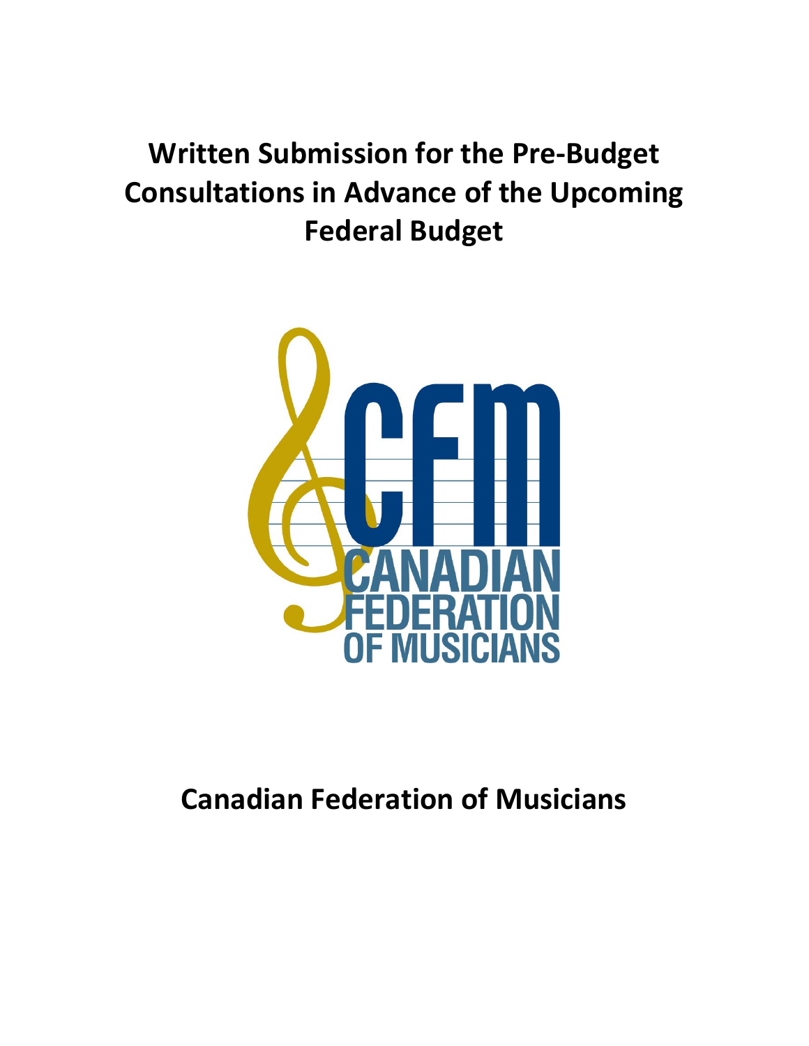# Written Submission for the Pre-Budget Consultations in Advance of the Upcoming Federal Budget

## Canadian Federation of Musicians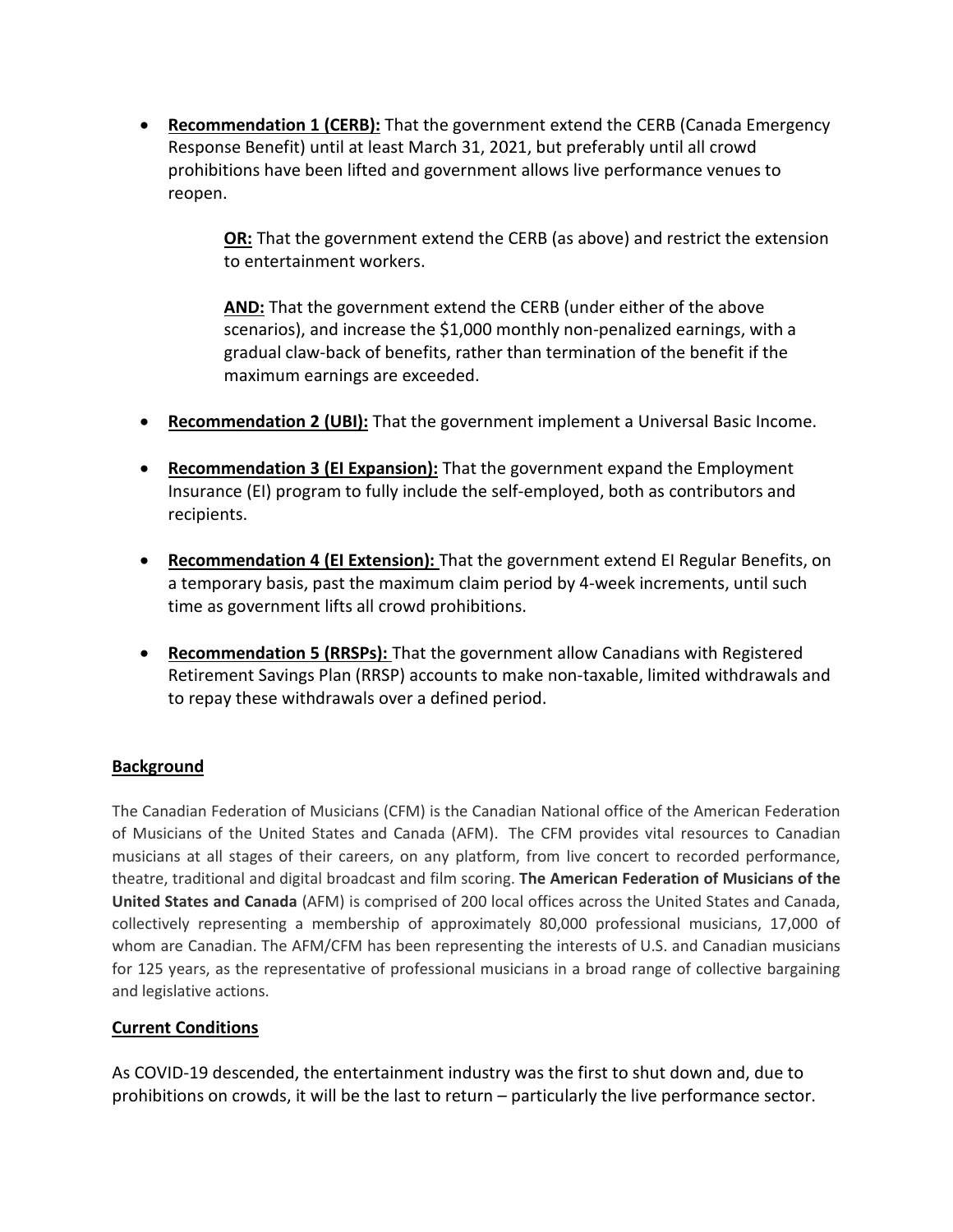- **Recommendation 1 (CERB):** That the government extend the CERB (Canada Emergency Response Benefit) until at least March 31, 2021, but preferably until all crowd prohibitions have been lifted and government allows live performance venues to reopen.

  **OR:** That the government extend the CERB (as above) and restrict the extension to entertainment workers.

  **AND:** That the government extend the CERB (under either of the above scenarios), and increase the $1,000 monthly non-penalized earnings, with a gradual claw-back of benefits, rather than termination of the benefit if the maximum earnings are exceeded.

- **Recommendation 2 (UBI):** That the government implement a Universal Basic Income.

- **Recommendation 3 (EI Expansion):** That the government expand the Employment Insurance (EI) program to fully include the self-employed, both as contributors and recipients.

- **Recommendation 4 (EI Extension):** That the government extend EI Regular Benefits, on a temporary basis, past the maximum claim period by 4-week increments, until such time as government lifts all crowd prohibitions.

- **Recommendation 5 (RRSPs):** That the government allow Canadians with Registered Retirement Savings Plan (RRSP) accounts to make non-taxable, limited withdrawals and to repay these withdrawals over a defined period.

## Background

The Canadian Federation of Musicians (CFM) is the Canadian National office of the American Federation of Musicians of the United States and Canada (AFM). The CFM provides vital resources to Canadian musicians at all stages of their careers, on any platform, from live concert to recorded performance, theatre, traditional and digital broadcast and film scoring. **The American Federation of Musicians of the United States and Canada** (AFM) is comprised of 200 local offices across the United States and Canada, collectively representing a membership of approximately 80,000 professional musicians, 17,000 of whom are Canadian. The AFM/CFM has been representing the interests of U.S. and Canadian musicians for 125 years, as the representative of professional musicians in a broad range of collective bargaining and legislative actions.

## Current Conditions

As COVID-19 descended, the entertainment industry was the first to shut down and, due to prohibitions on crowds, it will be the last to return – particularly the live performance sector.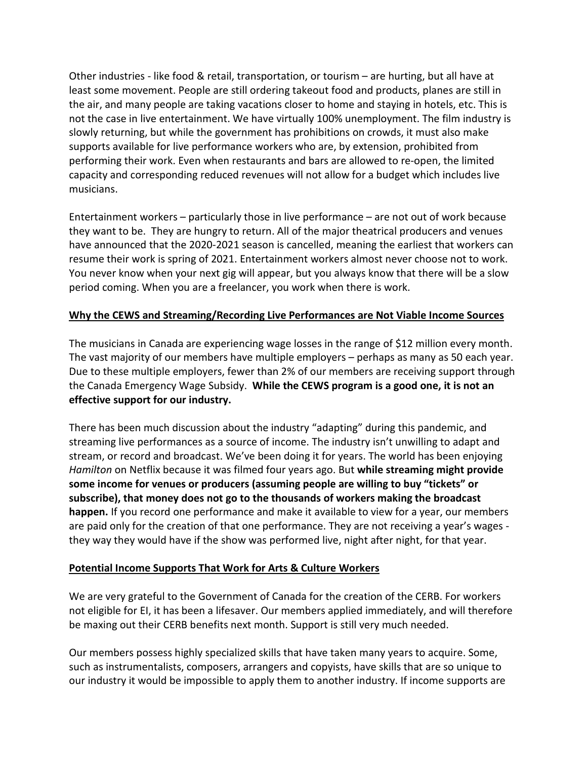Other industries - like food & retail, transportation, or tourism – are hurting, but all have at least some movement. People are still ordering takeout food and products, planes are still in the air, and many people are taking vacations closer to home and staying in hotels, etc. This is not the case in live entertainment. We have virtually 100% unemployment. The film industry is slowly returning, but while the government has prohibitions on crowds, it must also make supports available for live performance workers who are, by extension, prohibited from performing their work. Even when restaurants and bars are allowed to re-open, the limited capacity and corresponding reduced revenues will not allow for a budget which includes live musicians.

Entertainment workers – particularly those in live performance – are not out of work because they want to be. They are hungry to return. All of the major theatrical producers and venues have announced that the 2020-2021 season is cancelled, meaning the earliest that workers can resume their work is spring of 2021. Entertainment workers almost never choose not to work. You never know when your next gig will appear, but you always know that there will be a slow period coming. When you are a freelancer, you work when there is work.

## Why the CEWS and Streaming/Recording Live Performances are Not Viable Income Sources

The musicians in Canada are experiencing wage losses in the range of $12 million every month. The vast majority of our members have multiple employers – perhaps as many as 50 each year. Due to these multiple employers, fewer than 2% of our members are receiving support through the Canada Emergency Wage Subsidy. **While the CEWS program is a good one, it is not an effective support for our industry.**

There has been much discussion about the industry "adapting" during this pandemic, and streaming live performances as a source of income. The industry isn't unwilling to adapt and stream, or record and broadcast. We've been doing it for years. The world has been enjoying *Hamilton* on Netflix because it was filmed four years ago. But **while streaming might provide some income for venues or producers (assuming people are willing to buy "tickets" or subscribe), that money does not go to the thousands of workers making the broadcast happen.** If you record one performance and make it available to view for a year, our members are paid only for the creation of that one performance. They are not receiving a year's wages - they way they would have if the show was performed live, night after night, for that year.

## Potential Income Supports That Work for Arts & Culture Workers

We are very grateful to the Government of Canada for the creation of the CERB. For workers not eligible for EI, it has been a lifesaver. Our members applied immediately, and will therefore be maxing out their CERB benefits next month. Support is still very much needed.

Our members possess highly specialized skills that have taken many years to acquire. Some, such as instrumentalists, composers, arrangers and copyists, have skills that are so unique to our industry it would be impossible to apply them to another industry. If income supports are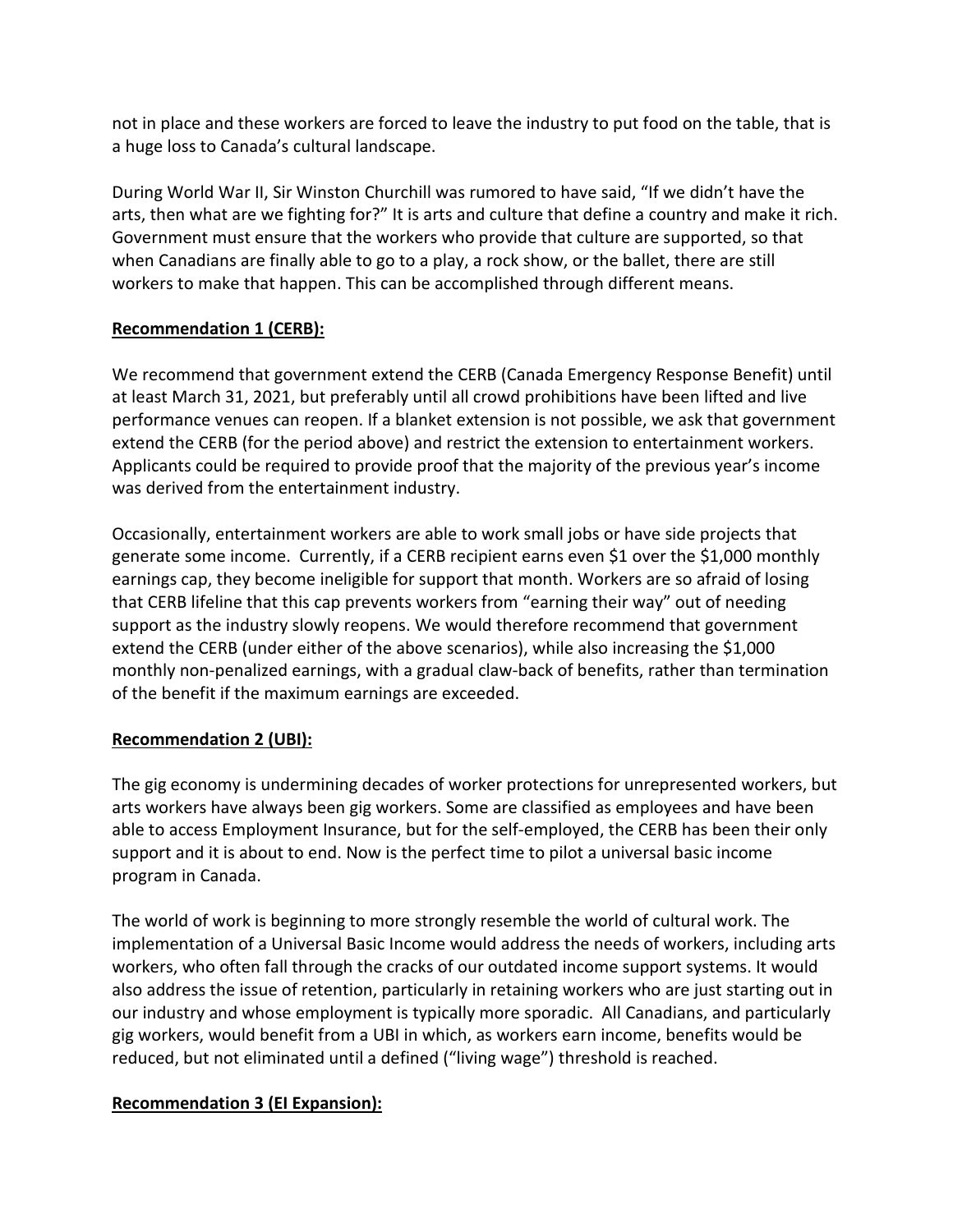not in place and these workers are forced to leave the industry to put food on the table, that is a huge loss to Canada's cultural landscape.

During World War II, Sir Winston Churchill was rumored to have said, "If we didn't have the arts, then what are we fighting for?" It is arts and culture that define a country and make it rich. Government must ensure that the workers who provide that culture are supported, so that when Canadians are finally able to go to a play, a rock show, or the ballet, there are still workers to make that happen. This can be accomplished through different means.

**Recommendation 1 (CERB):**

We recommend that government extend the CERB (Canada Emergency Response Benefit) until at least March 31, 2021, but preferably until all crowd prohibitions have been lifted and live performance venues can reopen. If a blanket extension is not possible, we ask that government extend the CERB (for the period above) and restrict the extension to entertainment workers. Applicants could be required to provide proof that the majority of the previous year's income was derived from the entertainment industry.

Occasionally, entertainment workers are able to work small jobs or have side projects that generate some income. Currently, if a CERB recipient earns even $1 over the $1,000 monthly earnings cap, they become ineligible for support that month. Workers are so afraid of losing that CERB lifeline that this cap prevents workers from "earning their way" out of needing support as the industry slowly reopens. We would therefore recommend that government extend the CERB (under either of the above scenarios), while also increasing the $1,000 monthly non-penalized earnings, with a gradual claw-back of benefits, rather than termination of the benefit if the maximum earnings are exceeded.

**Recommendation 2 (UBI):**

The gig economy is undermining decades of worker protections for unrepresented workers, but arts workers have always been gig workers. Some are classified as employees and have been able to access Employment Insurance, but for the self-employed, the CERB has been their only support and it is about to end. Now is the perfect time to pilot a universal basic income program in Canada.

The world of work is beginning to more strongly resemble the world of cultural work. The implementation of a Universal Basic Income would address the needs of workers, including arts workers, who often fall through the cracks of our outdated income support systems. It would also address the issue of retention, particularly in retaining workers who are just starting out in our industry and whose employment is typically more sporadic. All Canadians, and particularly gig workers, would benefit from a UBI in which, as workers earn income, benefits would be reduced, but not eliminated until a defined ("living wage") threshold is reached.

**Recommendation 3 (EI Expansion):**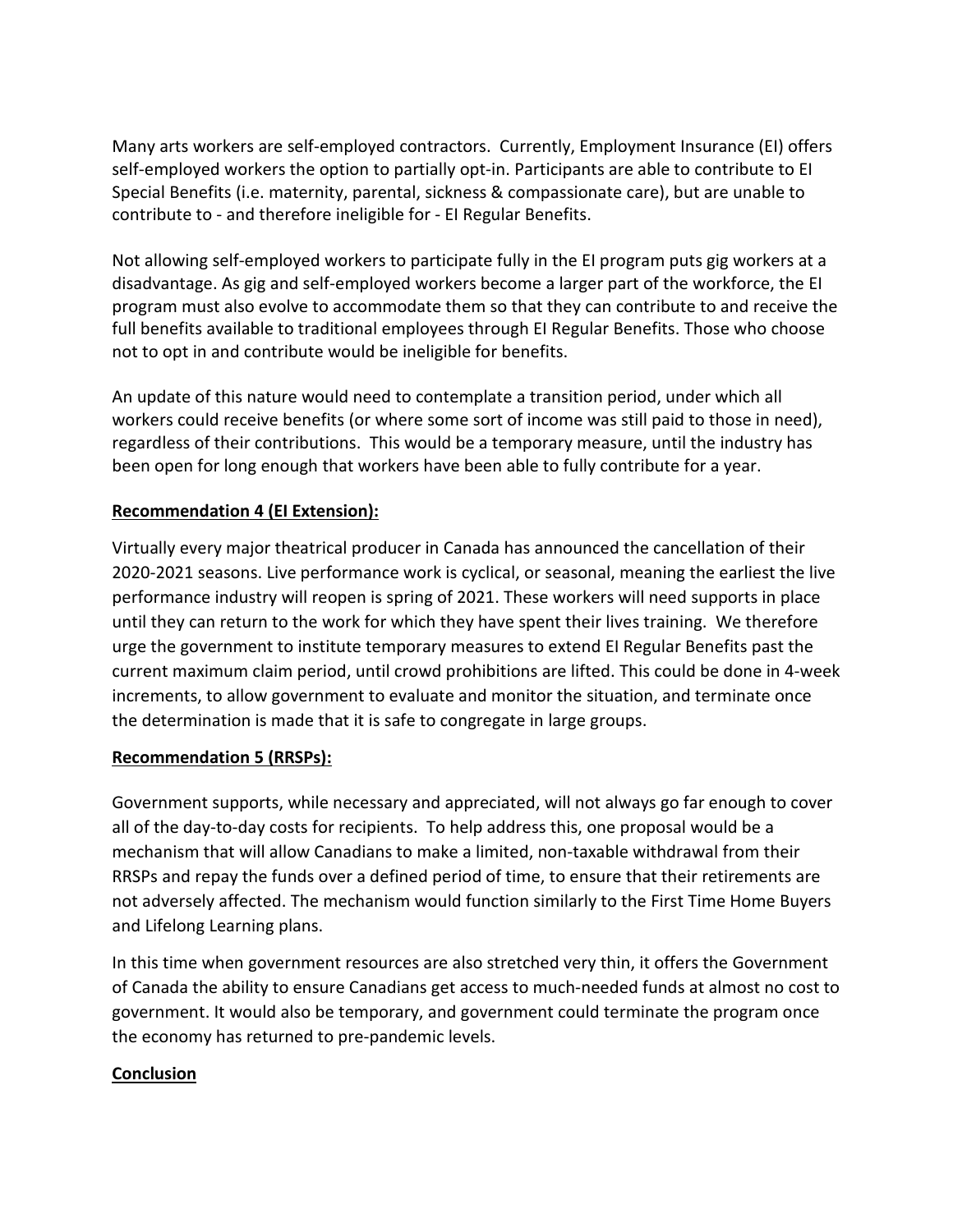Many arts workers are self-employed contractors. Currently, Employment Insurance (EI) offers self-employed workers the option to partially opt-in. Participants are able to contribute to EI Special Benefits (i.e. maternity, parental, sickness & compassionate care), but are unable to contribute to - and therefore ineligible for - EI Regular Benefits.

Not allowing self-employed workers to participate fully in the EI program puts gig workers at a disadvantage. As gig and self-employed workers become a larger part of the workforce, the EI program must also evolve to accommodate them so that they can contribute to and receive the full benefits available to traditional employees through EI Regular Benefits. Those who choose not to opt in and contribute would be ineligible for benefits.

An update of this nature would need to contemplate a transition period, under which all workers could receive benefits (or where some sort of income was still paid to those in need), regardless of their contributions. This would be a temporary measure, until the industry has been open for long enough that workers have been able to fully contribute for a year.

**Recommendation 4 (EI Extension):**

Virtually every major theatrical producer in Canada has announced the cancellation of their 2020-2021 seasons. Live performance work is cyclical, or seasonal, meaning the earliest the live performance industry will reopen is spring of 2021. These workers will need supports in place until they can return to the work for which they have spent their lives training. We therefore urge the government to institute temporary measures to extend EI Regular Benefits past the current maximum claim period, until crowd prohibitions are lifted. This could be done in 4-week increments, to allow government to evaluate and monitor the situation, and terminate once the determination is made that it is safe to congregate in large groups.

**Recommendation 5 (RRSPs):**

Government supports, while necessary and appreciated, will not always go far enough to cover all of the day-to-day costs for recipients. To help address this, one proposal would be a mechanism that will allow Canadians to make a limited, non-taxable withdrawal from their RRSPs and repay the funds over a defined period of time, to ensure that their retirements are not adversely affected. The mechanism would function similarly to the First Time Home Buyers and Lifelong Learning plans.

In this time when government resources are also stretched very thin, it offers the Government of Canada the ability to ensure Canadians get access to much-needed funds at almost no cost to government. It would also be temporary, and government could terminate the program once the economy has returned to pre-pandemic levels.

**Conclusion**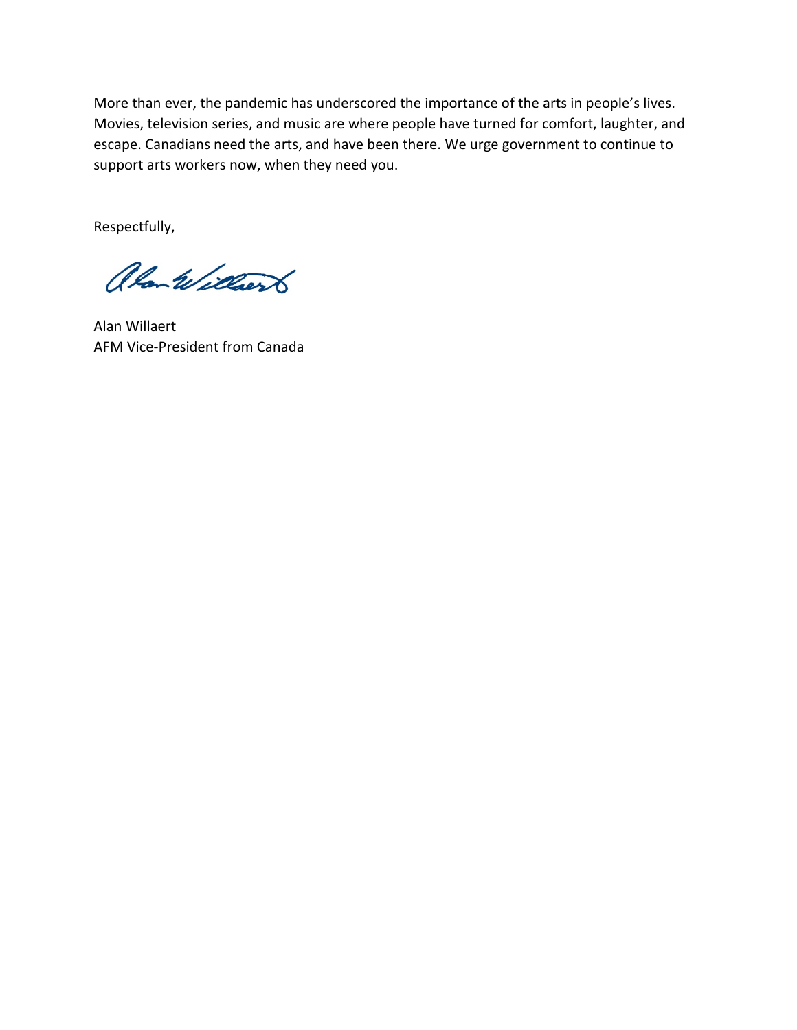More than ever, the pandemic has underscored the importance of the arts in people's lives. Movies, television series, and music are where people have turned for comfort, laughter, and escape. Canadians need the arts, and have been there. We urge government to continue to support arts workers now, when they need you.

Respectfully,

Alan Willaert
AFM Vice-President from Canada